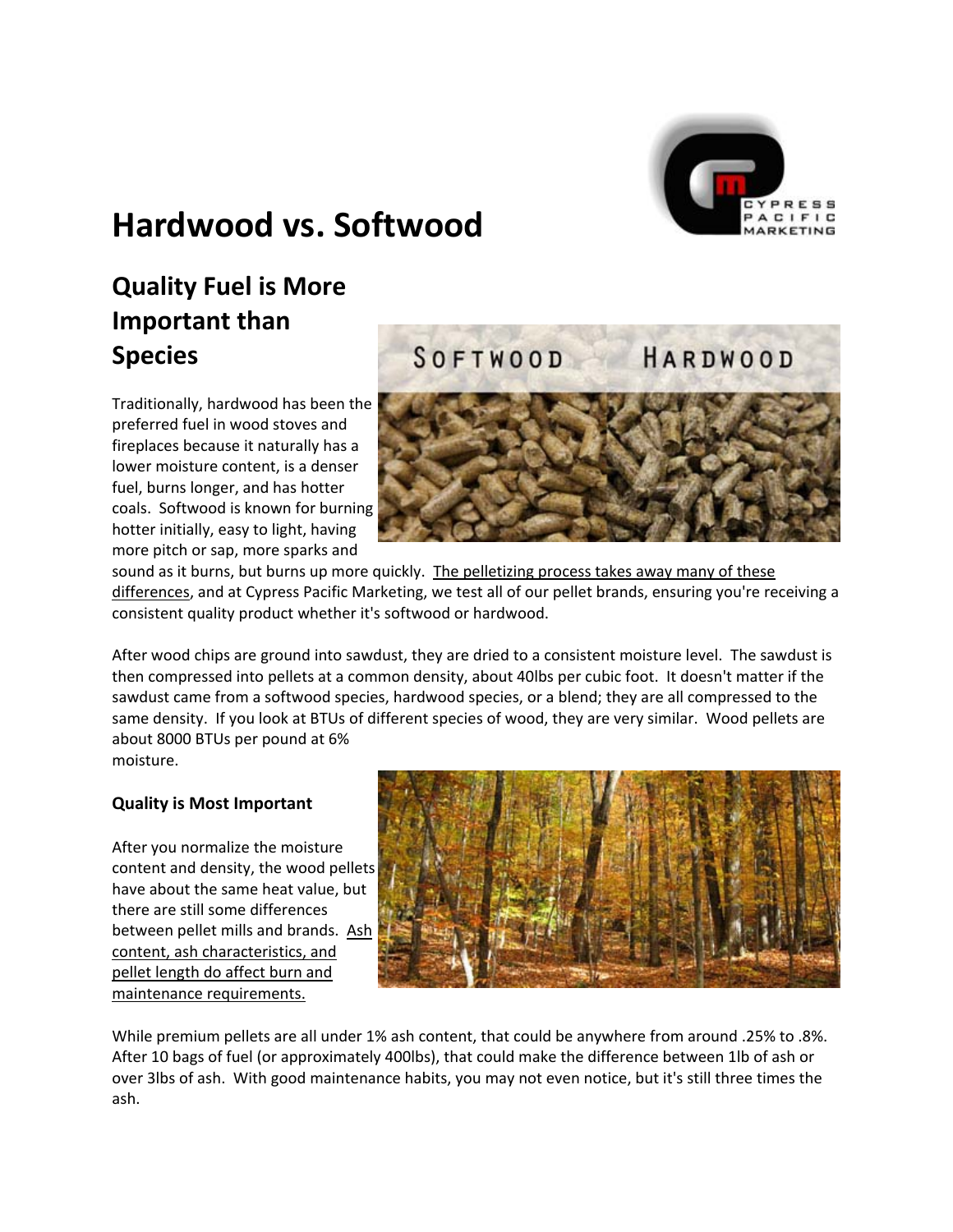# Hardwood vs. Softwood

## Quality Fuel is More Important than Species

Traditionally, hardwood has been the preferred fuel in wood stoves and fireplaces because it naturally has a lower moisture content, is a denser fuel, burns longer, and has hotter coals. Softwood is known for burning hotter initially, easy to light, having more pitch or sap, more sparks and sound as it burns, but burns up more quickly. The pelletizing process takes away many of these differences, and at Cypress Pacific Marketing, we test all of our pellet brands, ensuring you're receiving a consistent quality product whether it's softwood or hardwood.

After wood chips are ground into sawdust, they are dried to a consistent moisture level. The sawdust is then compressed into pellets at a common density, about 40lbs per cubic foot. It doesn't matter if the sawdust came from a softwood species, hardwood species, or a blend; they are all compressed to the same density. If you look at BTUs of different species of wood, they are very similar. Wood pellets are about 8000 BTUs per pound at 6% moisture.

### Quality is Most Important

After you normalize the moisture content and density, the wood pellets have about the same heat value, but there are still some differences between pellet mills and brands. Ash content, ash characteristics, and pellet length do affect burn and maintenance requirements.

While premium pellets are all under 1% ash content, that could be anywhere from around .25% to .8%. After 10 bags of fuel (or approximately 400lbs), that could make the difference between 1lb of ash or over 3lbs of ash. With good maintenance habits, you may not even notice, but it's still three times the ash.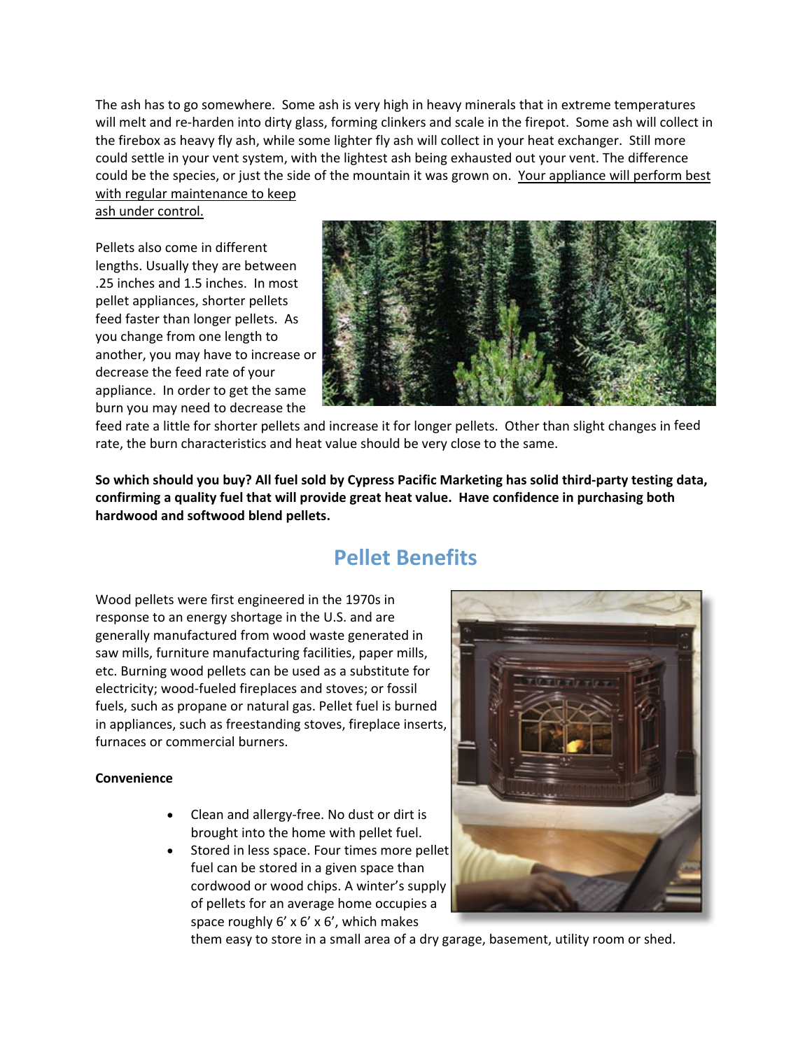The ash has to go somewhere. Some ash is very high in heavy minerals that in extreme temperatures will melt and re-harden into dirty glass, forming clinkers and scale in the firepot. Some ash will collect in the firebox as heavy fly ash, while some lighter fly ash will collect in your heat exchanger. Still more could settle in your vent system, with the lightest ash being exhausted out your vent. The difference could be the species, or just the side of the mountain it was grown on. <u>Your appliance will perform best with regular maintenance to keep ash under control.</u>

Pellets also come in different lengths. Usually they are between .25 inches and 1.5 inches. In most pellet appliances, shorter pellets feed faster than longer pellets. As you change from one length to another, you may have to increase or decrease the feed rate of your appliance. In order to get the same burn you may need to decrease the feed rate a little for shorter pellets and increase it for longer pellets. Other than slight changes in feed rate, the burn characteristics and heat value should be very close to the same.

**So which should you buy? All fuel sold by Cypress Pacific Marketing has solid third-party testing data, confirming a quality fuel that will provide great heat value. Have confidence in purchasing both hardwood and softwood blend pellets.**

## Pellet Benefits

Wood pellets were first engineered in the 1970s in response to an energy shortage in the U.S. and are generally manufactured from wood waste generated in saw mills, furniture manufacturing facilities, paper mills, etc. Burning wood pellets can be used as a substitute for electricity; wood-fueled fireplaces and stoves; or fossil fuels, such as propane or natural gas. Pellet fuel is burned in appliances, such as freestanding stoves, fireplace inserts, furnaces or commercial burners.

**Convenience**

- Clean and allergy-free. No dust or dirt is brought into the home with pellet fuel.
- Stored in less space. Four times more pellet fuel can be stored in a given space than cordwood or wood chips. A winter's supply of pellets for an average home occupies a space roughly 6' x 6' x 6', which makes them easy to store in a small area of a dry garage, basement, utility room or shed.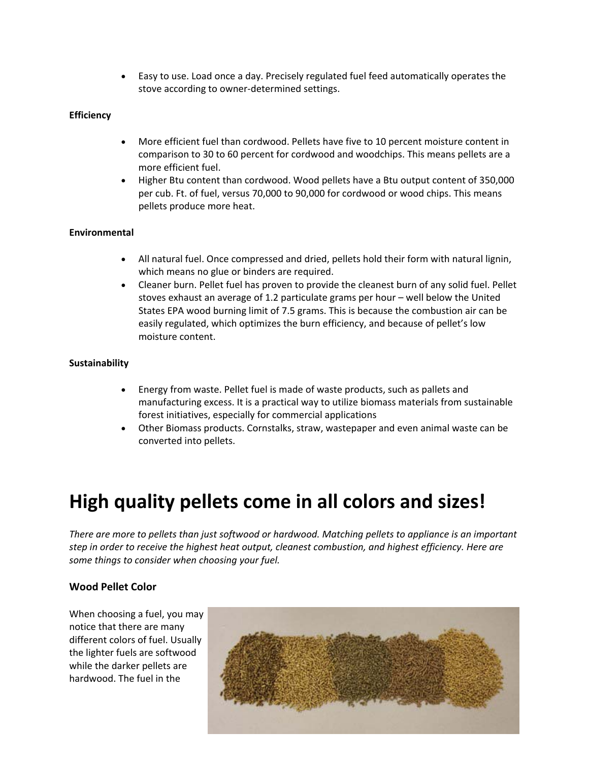- Easy to use. Load once a day. Precisely regulated fuel feed automatically operates the stove according to owner-determined settings.

**Efficiency**

- More efficient fuel than cordwood. Pellets have five to 10 percent moisture content in comparison to 30 to 60 percent for cordwood and woodchips. This means pellets are a more efficient fuel.
- Higher Btu content than cordwood. Wood pellets have a Btu output content of 350,000 per cub. Ft. of fuel, versus 70,000 to 90,000 for cordwood or wood chips. This means pellets produce more heat.

**Environmental**

- All natural fuel. Once compressed and dried, pellets hold their form with natural lignin, which means no glue or binders are required.
- Cleaner burn. Pellet fuel has proven to provide the cleanest burn of any solid fuel. Pellet stoves exhaust an average of 1.2 particulate grams per hour – well below the United States EPA wood burning limit of 7.5 grams. This is because the combustion air can be easily regulated, which optimizes the burn efficiency, and because of pellet's low moisture content.

**Sustainability**

- Energy from waste. Pellet fuel is made of waste products, such as pallets and manufacturing excess. It is a practical way to utilize biomass materials from sustainable forest initiatives, especially for commercial applications
- Other Biomass products. Cornstalks, straw, wastepaper and even animal waste can be converted into pellets.

# High quality pellets come in all colors and sizes!

*There are more to pellets than just softwood or hardwood. Matching pellets to appliance is an important step in order to receive the highest heat output, cleanest combustion, and highest efficiency. Here are some things to consider when choosing your fuel.*

### Wood Pellet Color

When choosing a fuel, you may notice that there are many different colors of fuel. Usually the lighter fuels are softwood while the darker pellets are hardwood. The fuel in the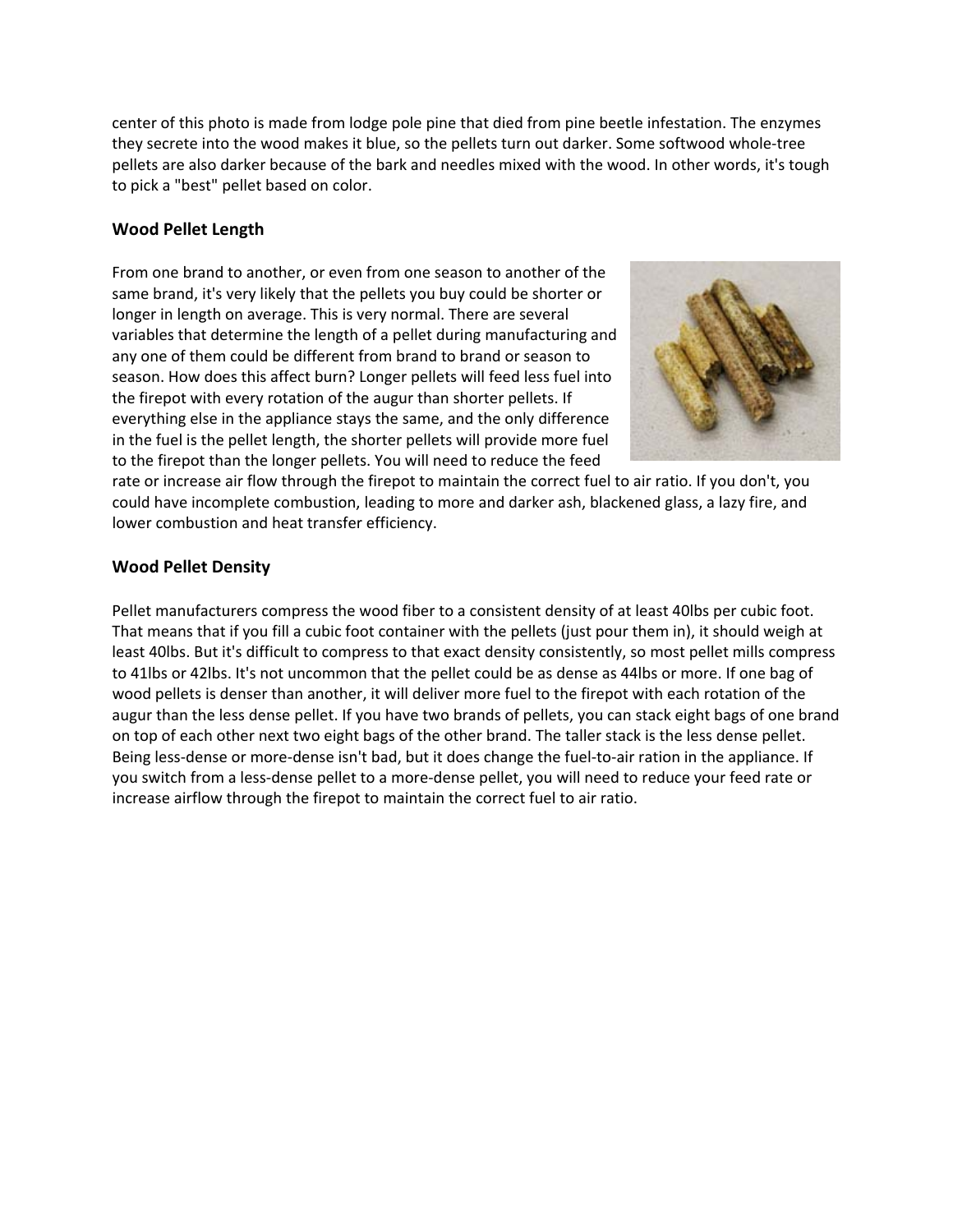center of this photo is made from lodge pole pine that died from pine beetle infestation. The enzymes they secrete into the wood makes it blue, so the pellets turn out darker. Some softwood whole-tree pellets are also darker because of the bark and needles mixed with the wood. In other words, it's tough to pick a "best" pellet based on color.

**Wood Pellet Length**

From one brand to another, or even from one season to another of the same brand, it's very likely that the pellets you buy could be shorter or longer in length on average. This is very normal. There are several variables that determine the length of a pellet during manufacturing and any one of them could be different from brand to brand or season to season. How does this affect burn? Longer pellets will feed less fuel into the firepot with every rotation of the augur than shorter pellets. If everything else in the appliance stays the same, and the only difference in the fuel is the pellet length, the shorter pellets will provide more fuel to the firepot than the longer pellets. You will need to reduce the feed rate or increase air flow through the firepot to maintain the correct fuel to air ratio. If you don't, you could have incomplete combustion, leading to more and darker ash, blackened glass, a lazy fire, and lower combustion and heat transfer efficiency.

**Wood Pellet Density**

Pellet manufacturers compress the wood fiber to a consistent density of at least 40lbs per cubic foot. That means that if you fill a cubic foot container with the pellets (just pour them in), it should weigh at least 40lbs. But it's difficult to compress to that exact density consistently, so most pellet mills compress to 41lbs or 42lbs. It's not uncommon that the pellet could be as dense as 44lbs or more. If one bag of wood pellets is denser than another, it will deliver more fuel to the firepot with each rotation of the augur than the less dense pellet. If you have two brands of pellets, you can stack eight bags of one brand on top of each other next two eight bags of the other brand. The taller stack is the less dense pellet. Being less-dense or more-dense isn't bad, but it does change the fuel-to-air ration in the appliance. If you switch from a less-dense pellet to a more-dense pellet, you will need to reduce your feed rate or increase airflow through the firepot to maintain the correct fuel to air ratio.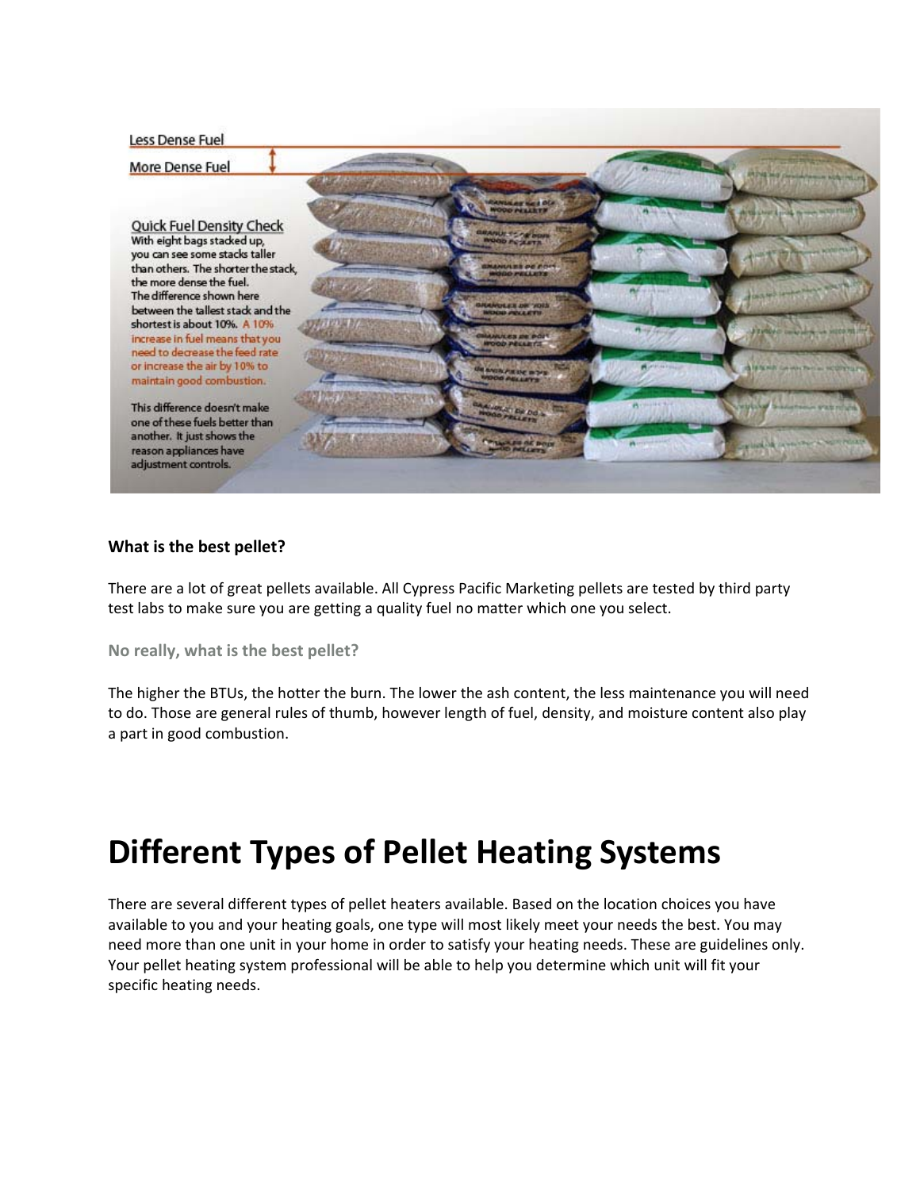Less Dense Fuel

More Dense Fuel

Quick Fuel Density Check

With eight bags stacked up, you can see some stacks taller than others. The shorter the stack, the more dense the fuel. The difference shown here between the tallest stack and the shortest is about 10%. A 10% increase in fuel means that you need to decrease the feed rate or increase the air by 10% to maintain good combustion.

This difference doesn't make one of these fuels better than another. It just shows the reason appliances have adjustment controls.

**What is the best pellet?**

There are a lot of great pellets available. All Cypress Pacific Marketing pellets are tested by third party test labs to make sure you are getting a quality fuel no matter which one you select.

**No really, what is the best pellet?**

The higher the BTUs, the hotter the burn. The lower the ash content, the less maintenance you will need to do. Those are general rules of thumb, however length of fuel, density, and moisture content also play a part in good combustion.

# Different Types of Pellet Heating Systems

There are several different types of pellet heaters available. Based on the location choices you have available to you and your heating goals, one type will most likely meet your needs the best. You may need more than one unit in your home in order to satisfy your heating needs. These are guidelines only. Your pellet heating system professional will be able to help you determine which unit will fit your specific heating needs.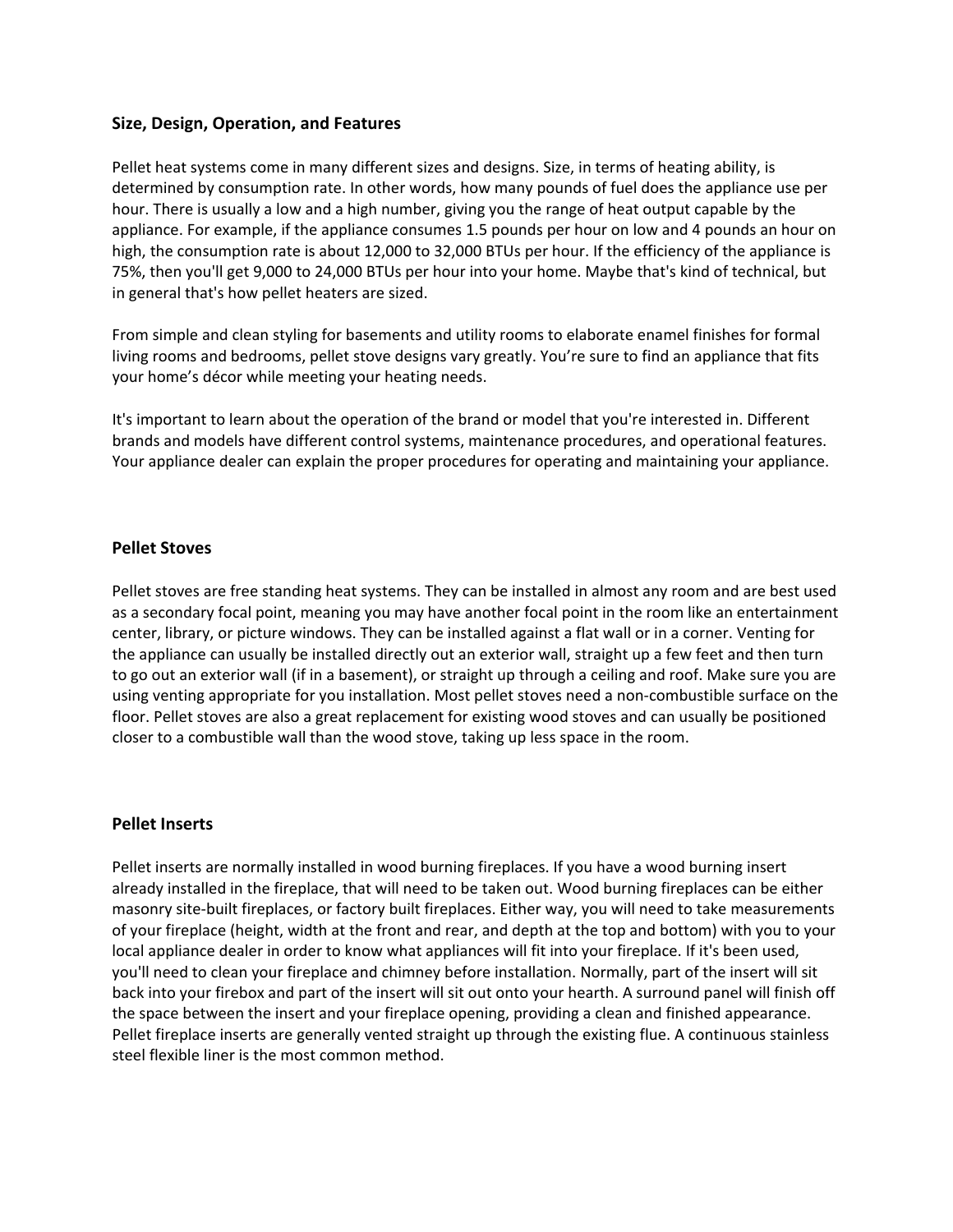### Size, Design, Operation, and Features

Pellet heat systems come in many different sizes and designs. Size, in terms of heating ability, is determined by consumption rate. In other words, how many pounds of fuel does the appliance use per hour. There is usually a low and a high number, giving you the range of heat output capable by the appliance. For example, if the appliance consumes 1.5 pounds per hour on low and 4 pounds an hour on high, the consumption rate is about 12,000 to 32,000 BTUs per hour. If the efficiency of the appliance is 75%, then you'll get 9,000 to 24,000 BTUs per hour into your home. Maybe that's kind of technical, but in general that's how pellet heaters are sized.

From simple and clean styling for basements and utility rooms to elaborate enamel finishes for formal living rooms and bedrooms, pellet stove designs vary greatly. You're sure to find an appliance that fits your home's décor while meeting your heating needs.

It's important to learn about the operation of the brand or model that you're interested in. Different brands and models have different control systems, maintenance procedures, and operational features. Your appliance dealer can explain the proper procedures for operating and maintaining your appliance.

### Pellet Stoves

Pellet stoves are free standing heat systems. They can be installed in almost any room and are best used as a secondary focal point, meaning you may have another focal point in the room like an entertainment center, library, or picture windows. They can be installed against a flat wall or in a corner. Venting for the appliance can usually be installed directly out an exterior wall, straight up a few feet and then turn to go out an exterior wall (if in a basement), or straight up through a ceiling and roof. Make sure you are using venting appropriate for you installation. Most pellet stoves need a non-combustible surface on the floor. Pellet stoves are also a great replacement for existing wood stoves and can usually be positioned closer to a combustible wall than the wood stove, taking up less space in the room.

### Pellet Inserts

Pellet inserts are normally installed in wood burning fireplaces. If you have a wood burning insert already installed in the fireplace, that will need to be taken out. Wood burning fireplaces can be either masonry site-built fireplaces, or factory built fireplaces. Either way, you will need to take measurements of your fireplace (height, width at the front and rear, and depth at the top and bottom) with you to your local appliance dealer in order to know what appliances will fit into your fireplace. If it's been used, you'll need to clean your fireplace and chimney before installation. Normally, part of the insert will sit back into your firebox and part of the insert will sit out onto your hearth. A surround panel will finish off the space between the insert and your fireplace opening, providing a clean and finished appearance. Pellet fireplace inserts are generally vented straight up through the existing flue. A continuous stainless steel flexible liner is the most common method.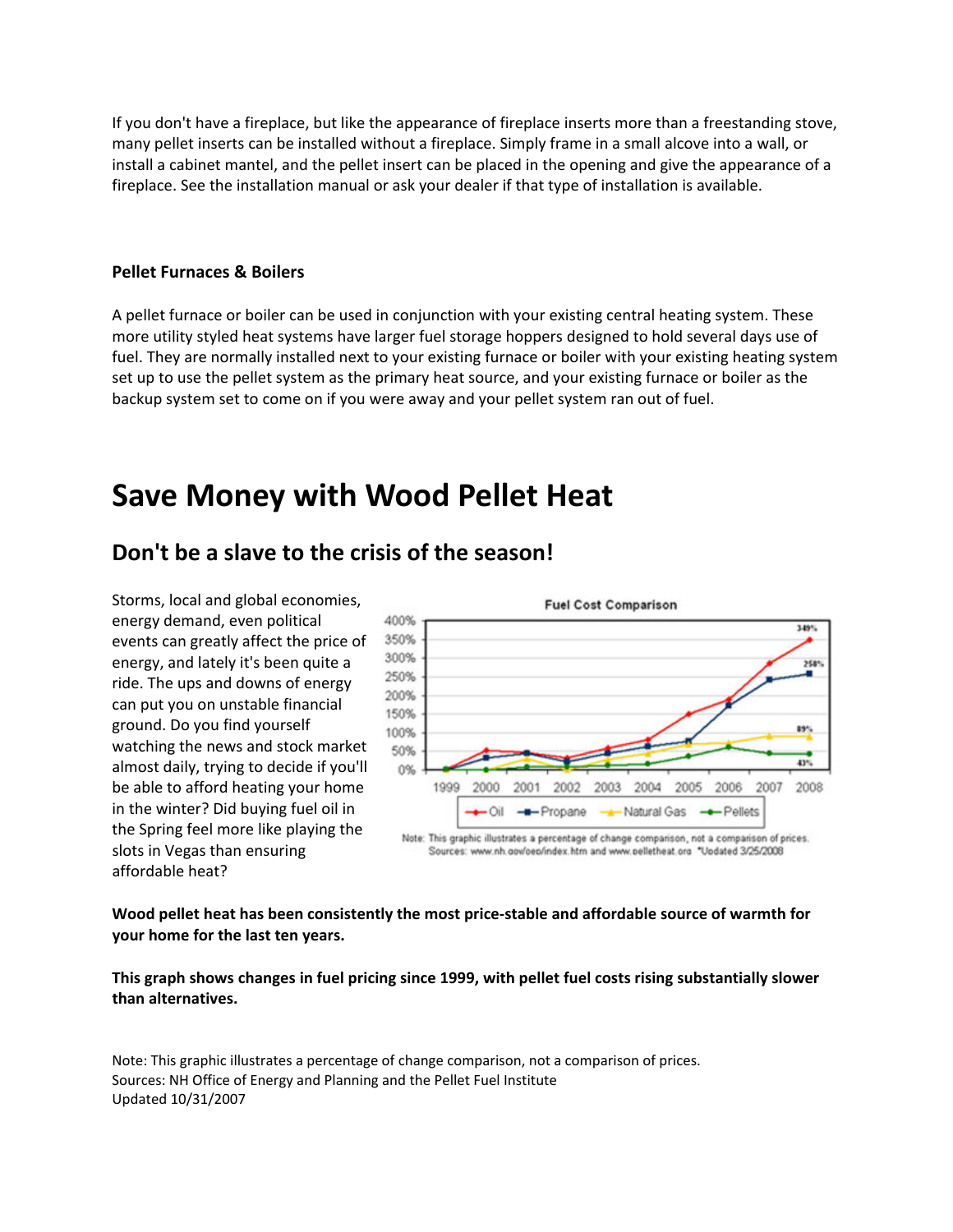If you don't have a fireplace, but like the appearance of fireplace inserts more than a freestanding stove, many pellet inserts can be installed without a fireplace. Simply frame in a small alcove into a wall, or install a cabinet mantel, and the pellet insert can be placed in the opening and give the appearance of a fireplace. See the installation manual or ask your dealer if that type of installation is available.

**Pellet Furnaces & Boilers**

A pellet furnace or boiler can be used in conjunction with your existing central heating system. These more utility styled heat systems have larger fuel storage hoppers designed to hold several days use of fuel. They are normally installed next to your existing furnace or boiler with your existing heating system set up to use the pellet system as the primary heat source, and your existing furnace or boiler as the backup system set to come on if you were away and your pellet system ran out of fuel.

# Save Money with Wood Pellet Heat

## Don't be a slave to the crisis of the season!

Storms, local and global economies, energy demand, even political events can greatly affect the price of energy, and lately it's been quite a ride. The ups and downs of energy can put you on unstable financial ground. Do you find yourself watching the news and stock market almost daily, trying to decide if you'll be able to afford heating your home in the winter? Did buying fuel oil in the Spring feel more like playing the slots in Vegas than ensuring affordable heat?

**Wood pellet heat has been consistently the most price-stable and affordable source of warmth for your home for the last ten years.**

**This graph shows changes in fuel pricing since 1999, with pellet fuel costs rising substantially slower than alternatives.**

Note: This graphic illustrates a percentage of change comparison, not a comparison of prices.
Sources: NH Office of Energy and Planning and the Pellet Fuel Institute
Updated 10/31/2007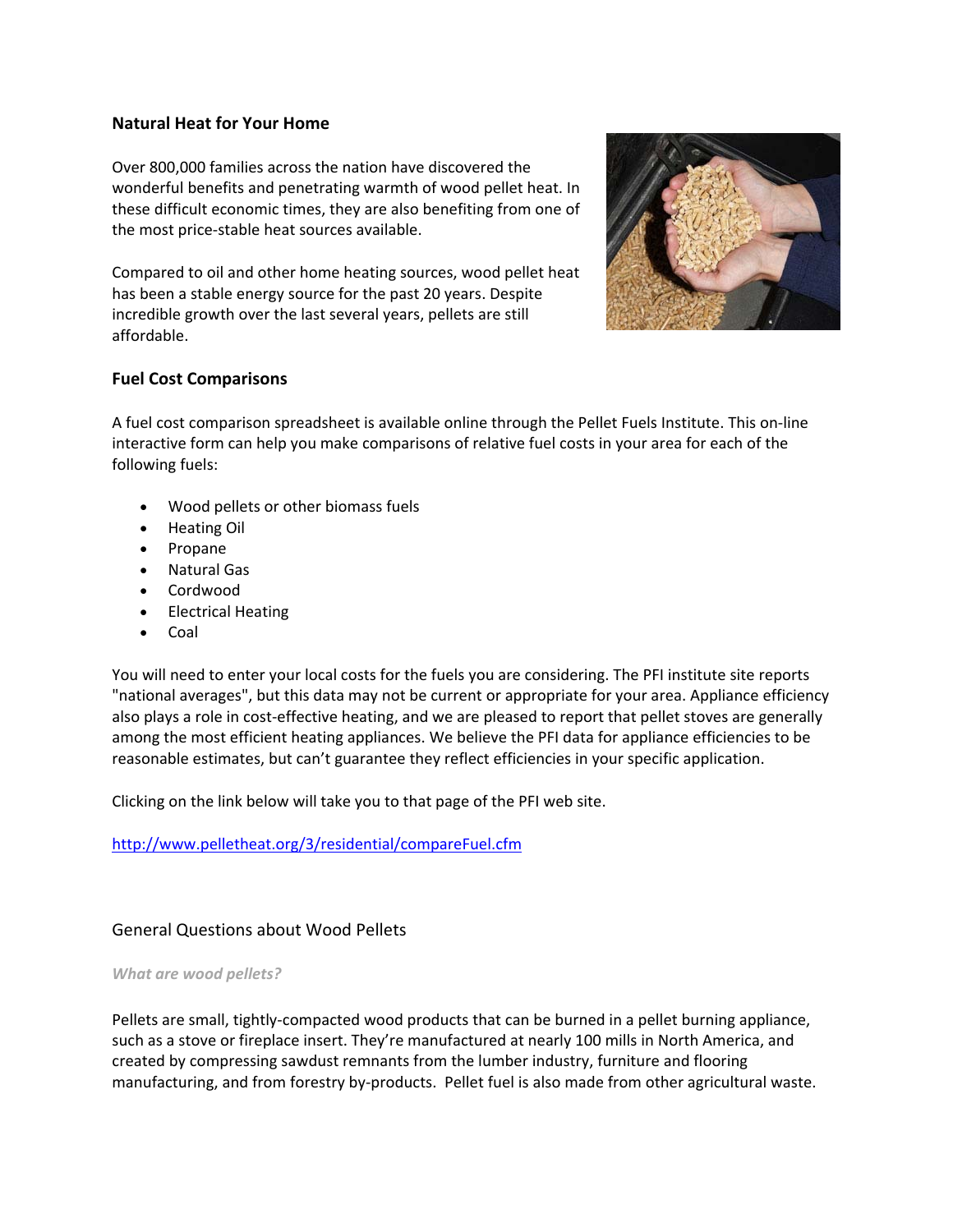## Natural Heat for Your Home

Over 800,000 families across the nation have discovered the wonderful benefits and penetrating warmth of wood pellet heat. In these difficult economic times, they are also benefiting from one of the most price-stable heat sources available.

Compared to oil and other home heating sources, wood pellet heat has been a stable energy source for the past 20 years. Despite incredible growth over the last several years, pellets are still affordable.

## Fuel Cost Comparisons

A fuel cost comparison spreadsheet is available online through the Pellet Fuels Institute. This on-line interactive form can help you make comparisons of relative fuel costs in your area for each of the following fuels:

- Wood pellets or other biomass fuels
- Heating Oil
- Propane
- Natural Gas
- Cordwood
- Electrical Heating
- Coal

You will need to enter your local costs for the fuels you are considering. The PFI institute site reports "national averages", but this data may not be current or appropriate for your area. Appliance efficiency also plays a role in cost-effective heating, and we are pleased to report that pellet stoves are generally among the most efficient heating appliances. We believe the PFI data for appliance efficiencies to be reasonable estimates, but can't guarantee they reflect efficiencies in your specific application.

Clicking on the link below will take you to that page of the PFI web site.

http://www.pelletheat.org/3/residential/compareFuel.cfm

## General Questions about Wood Pellets

*What are wood pellets?*

Pellets are small, tightly-compacted wood products that can be burned in a pellet burning appliance, such as a stove or fireplace insert. They're manufactured at nearly 100 mills in North America, and created by compressing sawdust remnants from the lumber industry, furniture and flooring manufacturing, and from forestry by-products. Pellet fuel is also made from other agricultural waste.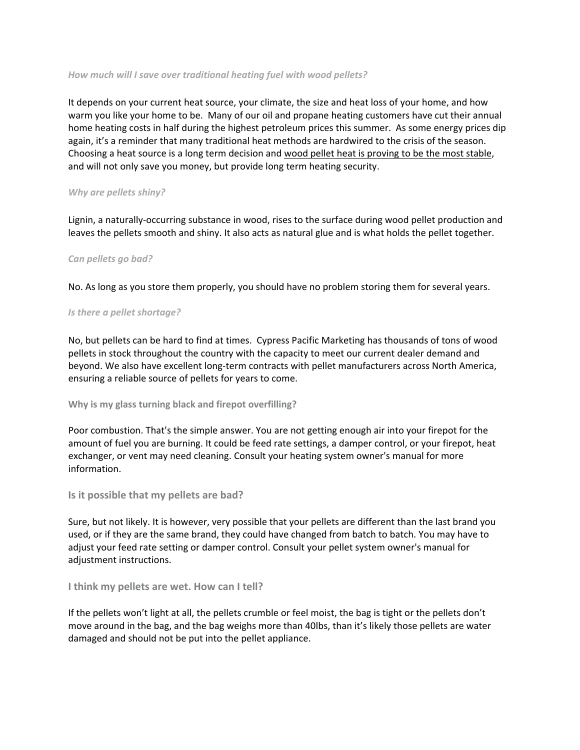### *How much will I save over traditional heating fuel with wood pellets?*

It depends on your current heat source, your climate, the size and heat loss of your home, and how warm you like your home to be. Many of our oil and propane heating customers have cut their annual home heating costs in half during the highest petroleum prices this summer. As some energy prices dip again, it's a reminder that many traditional heat methods are hardwired to the crisis of the season. Choosing a heat source is a long term decision and wood pellet heat is proving to be the most stable, and will not only save you money, but provide long term heating security.

### *Why are pellets shiny?*

Lignin, a naturally-occurring substance in wood, rises to the surface during wood pellet production and leaves the pellets smooth and shiny. It also acts as natural glue and is what holds the pellet together.

### *Can pellets go bad?*

No. As long as you store them properly, you should have no problem storing them for several years.

### *Is there a pellet shortage?*

No, but pellets can be hard to find at times. Cypress Pacific Marketing has thousands of tons of wood pellets in stock throughout the country with the capacity to meet our current dealer demand and beyond. We also have excellent long-term contracts with pellet manufacturers across North America, ensuring a reliable source of pellets for years to come.

### Why is my glass turning black and firepot overfilling?

Poor combustion. That's the simple answer. You are not getting enough air into your firepot for the amount of fuel you are burning. It could be feed rate settings, a damper control, or your firepot, heat exchanger, or vent may need cleaning. Consult your heating system owner's manual for more information.

### Is it possible that my pellets are bad?

Sure, but not likely. It is however, very possible that your pellets are different than the last brand you used, or if they are the same brand, they could have changed from batch to batch. You may have to adjust your feed rate setting or damper control. Consult your pellet system owner's manual for adjustment instructions.

### I think my pellets are wet. How can I tell?

If the pellets won't light at all, the pellets crumble or feel moist, the bag is tight or the pellets don't move around in the bag, and the bag weighs more than 40lbs, than it's likely those pellets are water damaged and should not be put into the pellet appliance.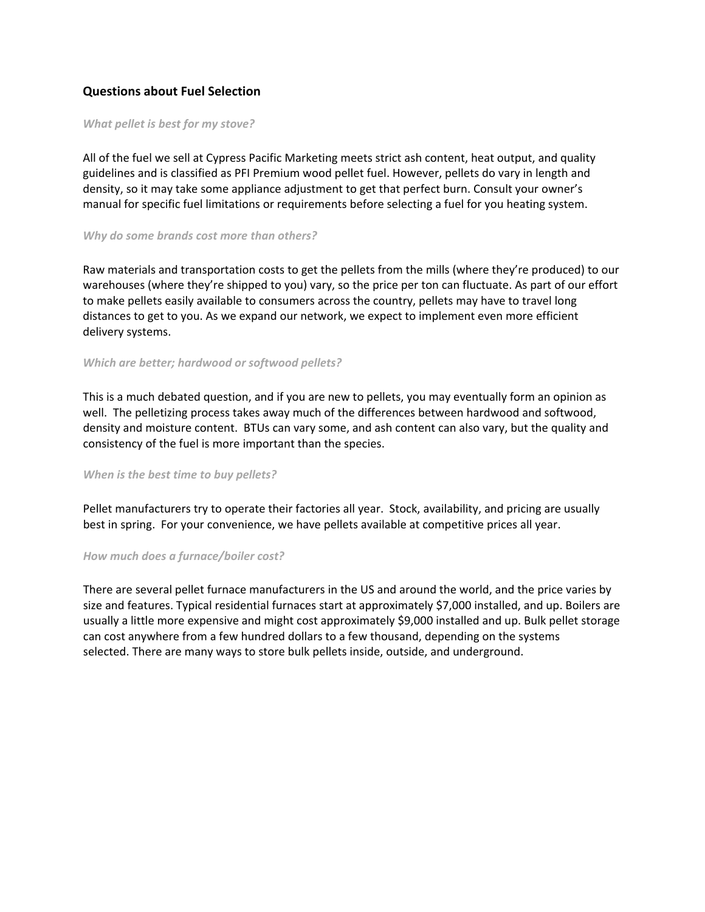## Questions about Fuel Selection

*What pellet is best for my stove?*

All of the fuel we sell at Cypress Pacific Marketing meets strict ash content, heat output, and quality guidelines and is classified as PFI Premium wood pellet fuel. However, pellets do vary in length and density, so it may take some appliance adjustment to get that perfect burn. Consult your owner's manual for specific fuel limitations or requirements before selecting a fuel for you heating system.

*Why do some brands cost more than others?*

Raw materials and transportation costs to get the pellets from the mills (where they're produced) to our warehouses (where they're shipped to you) vary, so the price per ton can fluctuate. As part of our effort to make pellets easily available to consumers across the country, pellets may have to travel long distances to get to you. As we expand our network, we expect to implement even more efficient delivery systems.

*Which are better; hardwood or softwood pellets?*

This is a much debated question, and if you are new to pellets, you may eventually form an opinion as well. The pelletizing process takes away much of the differences between hardwood and softwood, density and moisture content. BTUs can vary some, and ash content can also vary, but the quality and consistency of the fuel is more important than the species.

*When is the best time to buy pellets?*

Pellet manufacturers try to operate their factories all year. Stock, availability, and pricing are usually best in spring. For your convenience, we have pellets available at competitive prices all year.

*How much does a furnace/boiler cost?*

There are several pellet furnace manufacturers in the US and around the world, and the price varies by size and features. Typical residential furnaces start at approximately $7,000 installed, and up. Boilers are usually a little more expensive and might cost approximately $9,000 installed and up. Bulk pellet storage can cost anywhere from a few hundred dollars to a few thousand, depending on the systems selected. There are many ways to store bulk pellets inside, outside, and underground.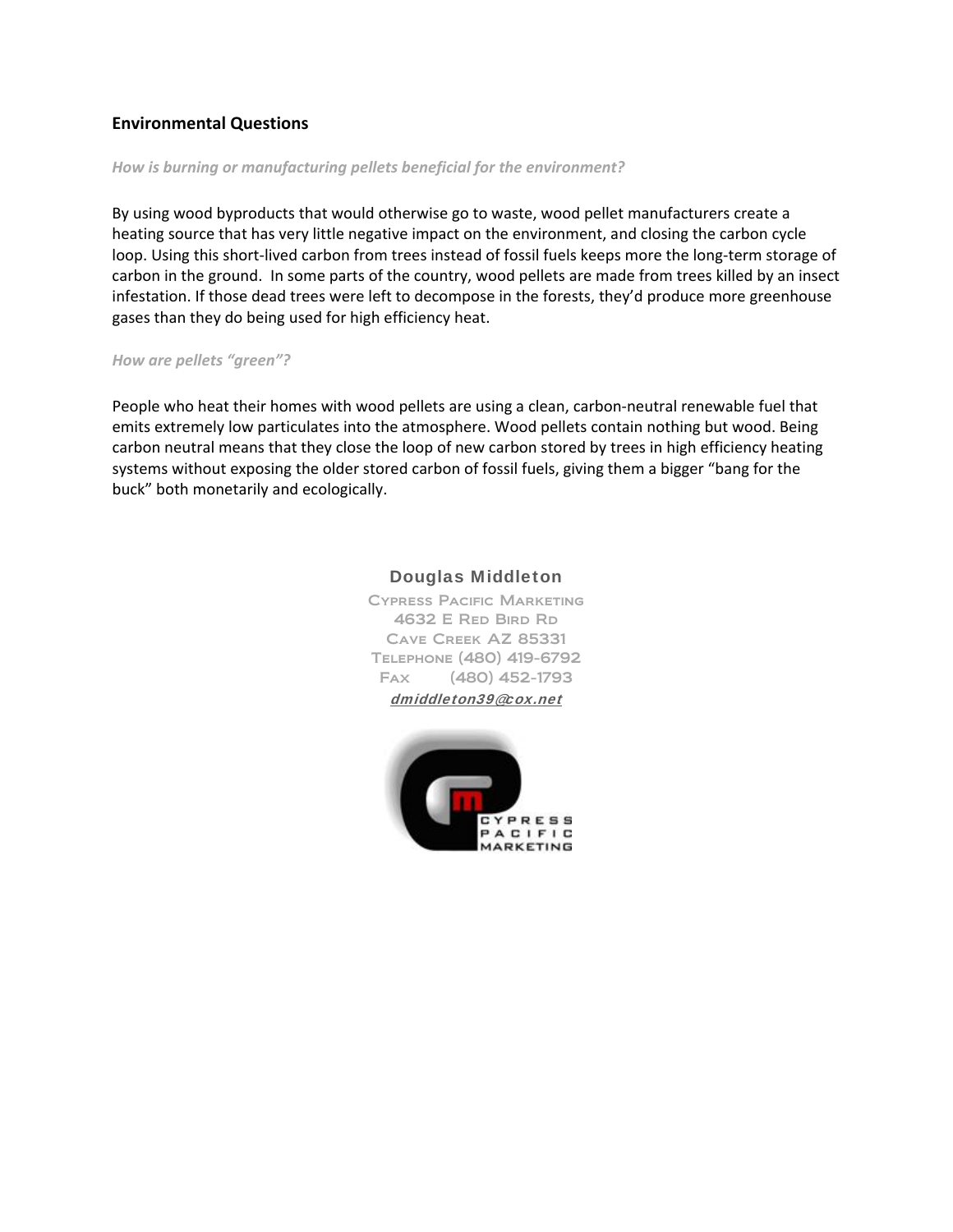## Environmental Questions

*How is burning or manufacturing pellets beneficial for the environment?*

By using wood byproducts that would otherwise go to waste, wood pellet manufacturers create a heating source that has very little negative impact on the environment, and closing the carbon cycle loop. Using this short-lived carbon from trees instead of fossil fuels keeps more the long-term storage of carbon in the ground. In some parts of the country, wood pellets are made from trees killed by an insect infestation. If those dead trees were left to decompose in the forests, they'd produce more greenhouse gases than they do being used for high efficiency heat.

*How are pellets "green"?*

People who heat their homes with wood pellets are using a clean, carbon-neutral renewable fuel that emits extremely low particulates into the atmosphere. Wood pellets contain nothing but wood. Being carbon neutral means that they close the loop of new carbon stored by trees in high efficiency heating systems without exposing the older stored carbon of fossil fuels, giving them a bigger "bang for the buck" both monetarily and ecologically.

**Douglas Middleton**
Cypress Pacific Marketing
4632 E Red Bird Rd
Cave Creek AZ 85331
Telephone (480) 419-6792
Fax (480) 452-1793
dmiddleton39@cox.net

CYPRESS
PACIFIC
MARKETING